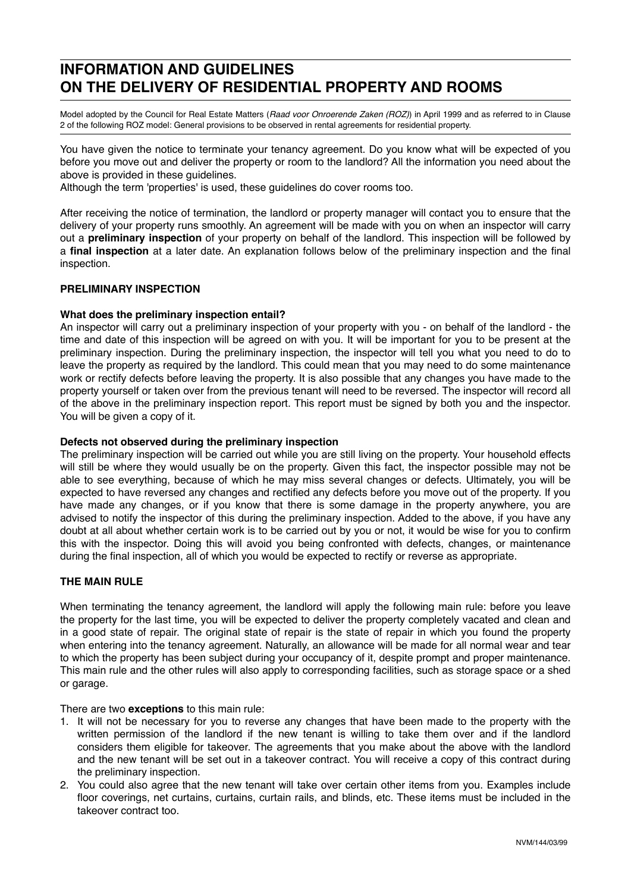# INFORMATION AND GUIDELINES ON THE DELIVERY OF RESIDENTIAL PROPERTY AND ROOMS

Model adopted by the Council for Real Estate Matters (*Raad voor Onroerende Zaken (ROZ)*) in April 1999 and as referred to in Clause 2 of the following ROZ model: General provisions to be observed in rental agreements for residential property.

You have given the notice to terminate your tenancy agreement. Do you know what will be expected of you before you move out and deliver the property or room to the landlord? All the information you need about the above is provided in these guidelines.
Although the term 'properties' is used, these guidelines do cover rooms too.

After receiving the notice of termination, the landlord or property manager will contact you to ensure that the delivery of your property runs smoothly. An agreement will be made with you on when an inspector will carry out a **preliminary inspection** of your property on behalf of the landlord. This inspection will be followed by a **final inspection** at a later date. An explanation follows below of the preliminary inspection and the final inspection.

## PRELIMINARY INSPECTION

### What does the preliminary inspection entail?

An inspector will carry out a preliminary inspection of your property with you - on behalf of the landlord - the time and date of this inspection will be agreed on with you. It will be important for you to be present at the preliminary inspection. During the preliminary inspection, the inspector will tell you what you need to do to leave the property as required by the landlord. This could mean that you may need to do some maintenance work or rectify defects before leaving the property. It is also possible that any changes you have made to the property yourself or taken over from the previous tenant will need to be reversed. The inspector will record all of the above in the preliminary inspection report. This report must be signed by both you and the inspector. You will be given a copy of it.

### Defects not observed during the preliminary inspection

The preliminary inspection will be carried out while you are still living on the property. Your household effects will still be where they would usually be on the property. Given this fact, the inspector possible may not be able to see everything, because of which he may miss several changes or defects. Ultimately, you will be expected to have reversed any changes and rectified any defects before you move out of the property. If you have made any changes, or if you know that there is some damage in the property anywhere, you are advised to notify the inspector of this during the preliminary inspection. Added to the above, if you have any doubt at all about whether certain work is to be carried out by you or not, it would be wise for you to confirm this with the inspector. Doing this will avoid you being confronted with defects, changes, or maintenance during the final inspection, all of which you would be expected to rectify or reverse as appropriate.

## THE MAIN RULE

When terminating the tenancy agreement, the landlord will apply the following main rule: before you leave the property for the last time, you will be expected to deliver the property completely vacated and clean and in a good state of repair. The original state of repair is the state of repair in which you found the property when entering into the tenancy agreement. Naturally, an allowance will be made for all normal wear and tear to which the property has been subject during your occupancy of it, despite prompt and proper maintenance. This main rule and the other rules will also apply to corresponding facilities, such as storage space or a shed or garage.

There are two **exceptions** to this main rule:

1. It will not be necessary for you to reverse any changes that have been made to the property with the written permission of the landlord if the new tenant is willing to take them over and if the landlord considers them eligible for takeover. The agreements that you make about the above with the landlord and the new tenant will be set out in a takeover contract. You will receive a copy of this contract during the preliminary inspection.
2. You could also agree that the new tenant will take over certain other items from you. Examples include floor coverings, net curtains, curtains, curtain rails, and blinds, etc. These items must be included in the takeover contract too.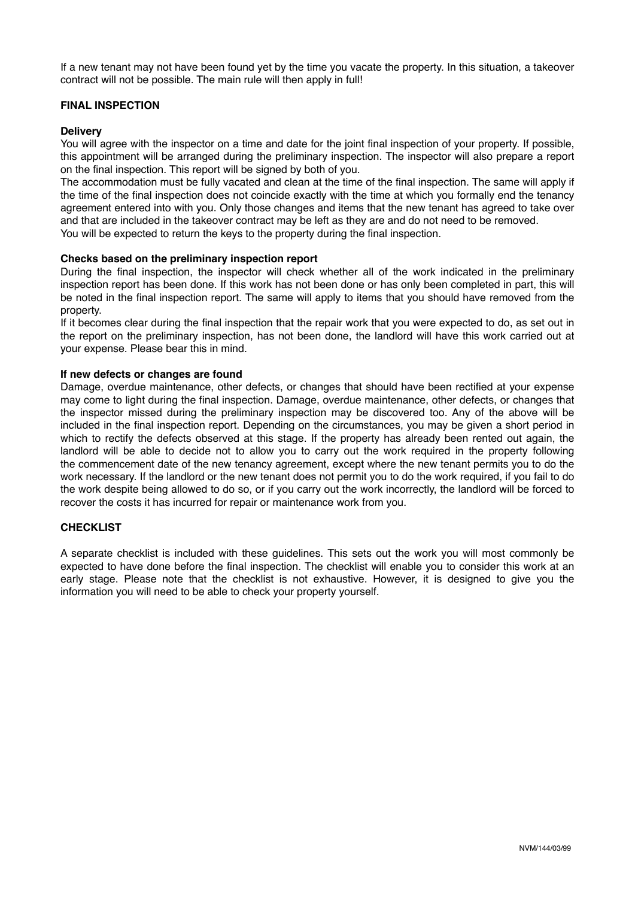If a new tenant may not have been found yet by the time you vacate the property. In this situation, a takeover contract will not be possible. The main rule will then apply in full!

## FINAL INSPECTION

### Delivery

You will agree with the inspector on a time and date for the joint final inspection of your property. If possible, this appointment will be arranged during the preliminary inspection. The inspector will also prepare a report on the final inspection. This report will be signed by both of you.

The accommodation must be fully vacated and clean at the time of the final inspection. The same will apply if the time of the final inspection does not coincide exactly with the time at which you formally end the tenancy agreement entered into with you. Only those changes and items that the new tenant has agreed to take over and that are included in the takeover contract may be left as they are and do not need to be removed.

You will be expected to return the keys to the property during the final inspection.

### Checks based on the preliminary inspection report

During the final inspection, the inspector will check whether all of the work indicated in the preliminary inspection report has been done. If this work has not been done or has only been completed in part, this will be noted in the final inspection report. The same will apply to items that you should have removed from the property.

If it becomes clear during the final inspection that the repair work that you were expected to do, as set out in the report on the preliminary inspection, has not been done, the landlord will have this work carried out at your expense. Please bear this in mind.

### If new defects or changes are found

Damage, overdue maintenance, other defects, or changes that should have been rectified at your expense may come to light during the final inspection. Damage, overdue maintenance, other defects, or changes that the inspector missed during the preliminary inspection may be discovered too. Any of the above will be included in the final inspection report. Depending on the circumstances, you may be given a short period in which to rectify the defects observed at this stage. If the property has already been rented out again, the landlord will be able to decide not to allow you to carry out the work required in the property following the commencement date of the new tenancy agreement, except where the new tenant permits you to do the work necessary. If the landlord or the new tenant does not permit you to do the work required, if you fail to do the work despite being allowed to do so, or if you carry out the work incorrectly, the landlord will be forced to recover the costs it has incurred for repair or maintenance work from you.

## CHECKLIST

A separate checklist is included with these guidelines. This sets out the work you will most commonly be expected to have done before the final inspection. The checklist will enable you to consider this work at an early stage. Please note that the checklist is not exhaustive. However, it is designed to give you the information you will need to be able to check your property yourself.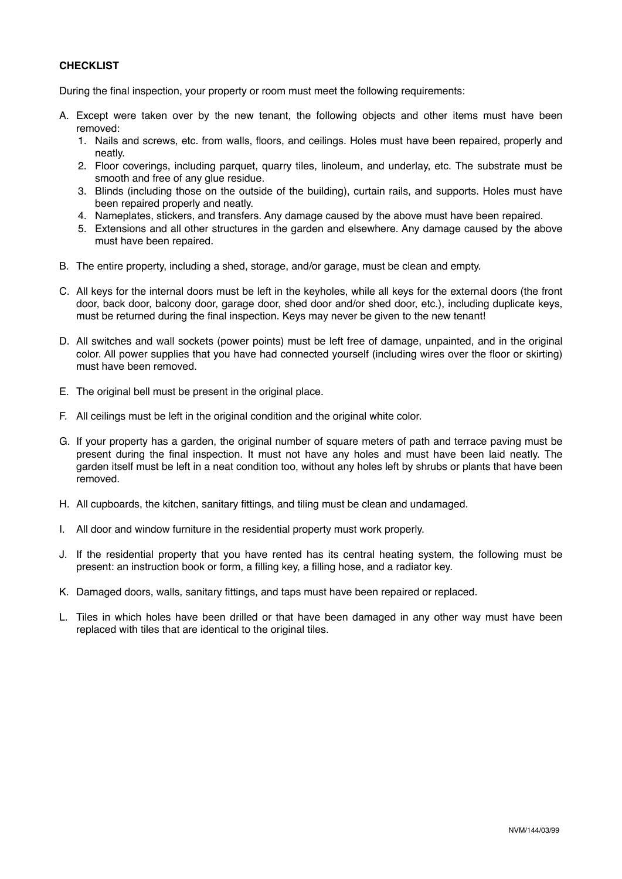**CHECKLIST**

During the final inspection, your property or room must meet the following requirements:

A. Except were taken over by the new tenant, the following objects and other items must have been removed:
   1. Nails and screws, etc. from walls, floors, and ceilings. Holes must have been repaired, properly and neatly.
   2. Floor coverings, including parquet, quarry tiles, linoleum, and underlay, etc. The substrate must be smooth and free of any glue residue.
   3. Blinds (including those on the outside of the building), curtain rails, and supports. Holes must have been repaired properly and neatly.
   4. Nameplates, stickers, and transfers. Any damage caused by the above must have been repaired.
   5. Extensions and all other structures in the garden and elsewhere. Any damage caused by the above must have been repaired.

B. The entire property, including a shed, storage, and/or garage, must be clean and empty.

C. All keys for the internal doors must be left in the keyholes, while all keys for the external doors (the front door, back door, balcony door, garage door, shed door and/or shed door, etc.), including duplicate keys, must be returned during the final inspection. Keys may never be given to the new tenant!

D. All switches and wall sockets (power points) must be left free of damage, unpainted, and in the original color. All power supplies that you have had connected yourself (including wires over the floor or skirting) must have been removed.

E. The original bell must be present in the original place.

F. All ceilings must be left in the original condition and the original white color.

G. If your property has a garden, the original number of square meters of path and terrace paving must be present during the final inspection. It must not have any holes and must have been laid neatly. The garden itself must be left in a neat condition too, without any holes left by shrubs or plants that have been removed.

H. All cupboards, the kitchen, sanitary fittings, and tiling must be clean and undamaged.

I. All door and window furniture in the residential property must work properly.

J. If the residential property that you have rented has its central heating system, the following must be present: an instruction book or form, a filling key, a filling hose, and a radiator key.

K. Damaged doors, walls, sanitary fittings, and taps must have been repaired or replaced.

L. Tiles in which holes have been drilled or that have been damaged in any other way must have been replaced with tiles that are identical to the original tiles.

NVM/144/03/99